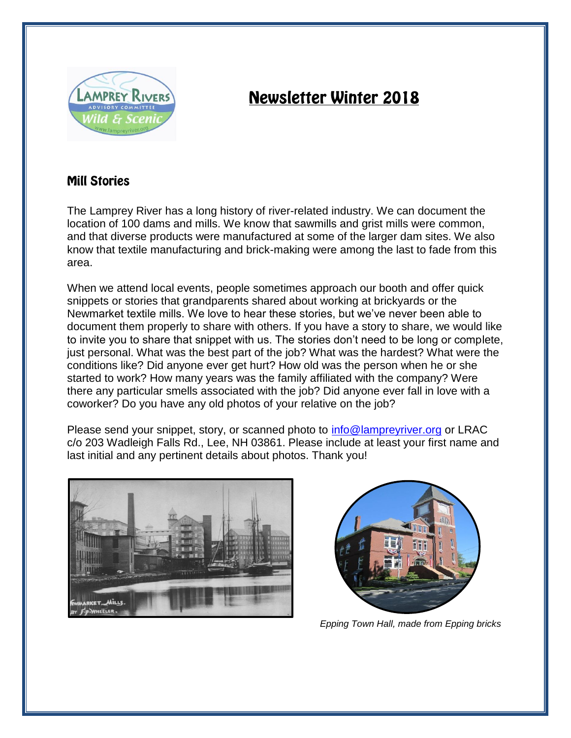# Newsletter Winter 2018

## Mill Stories

The Lamprey River has a long history of river-related industry. We can document the location of 100 dams and mills. We know that sawmills and grist mills were common, and that diverse products were manufactured at some of the larger dam sites. We also know that textile manufacturing and brick-making were among the last to fade from this area.

When we attend local events, people sometimes approach our booth and offer quick snippets or stories that grandparents shared about working at brickyards or the Newmarket textile mills. We love to hear these stories, but we've never been able to document them properly to share with others. If you have a story to share, we would like to invite you to share that snippet with us. The stories don't need to be long or complete, just personal. What was the best part of the job? What was the hardest? What were the conditions like? Did anyone ever get hurt? How old was the person when he or she started to work? How many years was the family affiliated with the company? Were there any particular smells associated with the job? Did anyone ever fall in love with a coworker? Do you have any old photos of your relative on the job?

Please send your snippet, story, or scanned photo to info@lampreyriver.org or LRAC c/o 203 Wadleigh Falls Rd., Lee, NH 03861. Please include at least your first name and last initial and any pertinent details about photos. Thank you!

*Epping Town Hall, made from Epping bricks*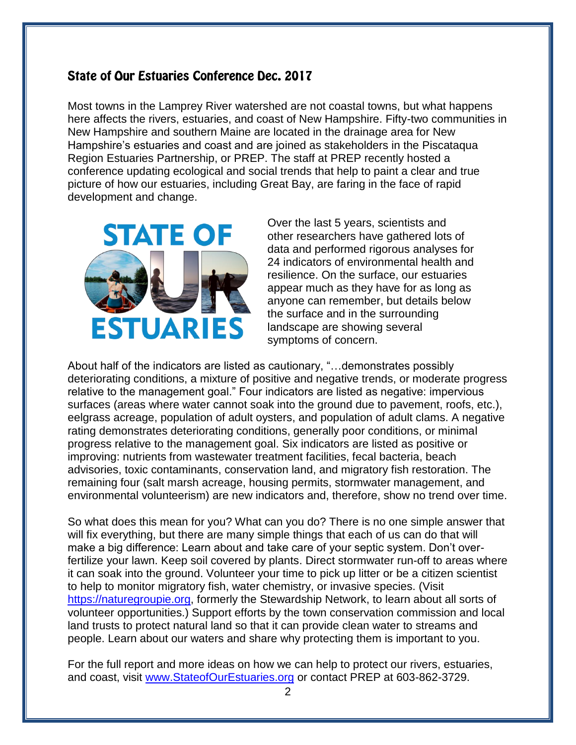## State of Our Estuaries Conference Dec. 2017

Most towns in the Lamprey River watershed are not coastal towns, but what happens here affects the rivers, estuaries, and coast of New Hampshire. Fifty-two communities in New Hampshire and southern Maine are located in the drainage area for New Hampshire's estuaries and coast and are joined as stakeholders in the Piscataqua Region Estuaries Partnership, or PREP. The staff at PREP recently hosted a conference updating ecological and social trends that help to paint a clear and true picture of how our estuaries, including Great Bay, are faring in the face of rapid development and change.

Over the last 5 years, scientists and other researchers have gathered lots of data and performed rigorous analyses for 24 indicators of environmental health and resilience. On the surface, our estuaries appear much as they have for as long as anyone can remember, but details below the surface and in the surrounding landscape are showing several symptoms of concern.

About half of the indicators are listed as cautionary, "…demonstrates possibly deteriorating conditions, a mixture of positive and negative trends, or moderate progress relative to the management goal." Four indicators are listed as negative: impervious surfaces (areas where water cannot soak into the ground due to pavement, roofs, etc.), eelgrass acreage, population of adult oysters, and population of adult clams. A negative rating demonstrates deteriorating conditions, generally poor conditions, or minimal progress relative to the management goal. Six indicators are listed as positive or improving: nutrients from wastewater treatment facilities, fecal bacteria, beach advisories, toxic contaminants, conservation land, and migratory fish restoration. The remaining four (salt marsh acreage, housing permits, stormwater management, and environmental volunteerism) are new indicators and, therefore, show no trend over time.

So what does this mean for you? What can you do? There is no one simple answer that will fix everything, but there are many simple things that each of us can do that will make a big difference: Learn about and take care of your septic system. Don't over-fertilize your lawn. Keep soil covered by plants. Direct stormwater run-off to areas where it can soak into the ground. Volunteer your time to pick up litter or be a citizen scientist to help to monitor migratory fish, water chemistry, or invasive species. (Visit https://naturegroupie.org, formerly the Stewardship Network, to learn about all sorts of volunteer opportunities.) Support efforts by the town conservation commission and local land trusts to protect natural land so that it can provide clean water to streams and people. Learn about our waters and share why protecting them is important to you.

For the full report and more ideas on how we can help to protect our rivers, estuaries, and coast, visit www.StateofOurEstuaries.org or contact PREP at 603-862-3729.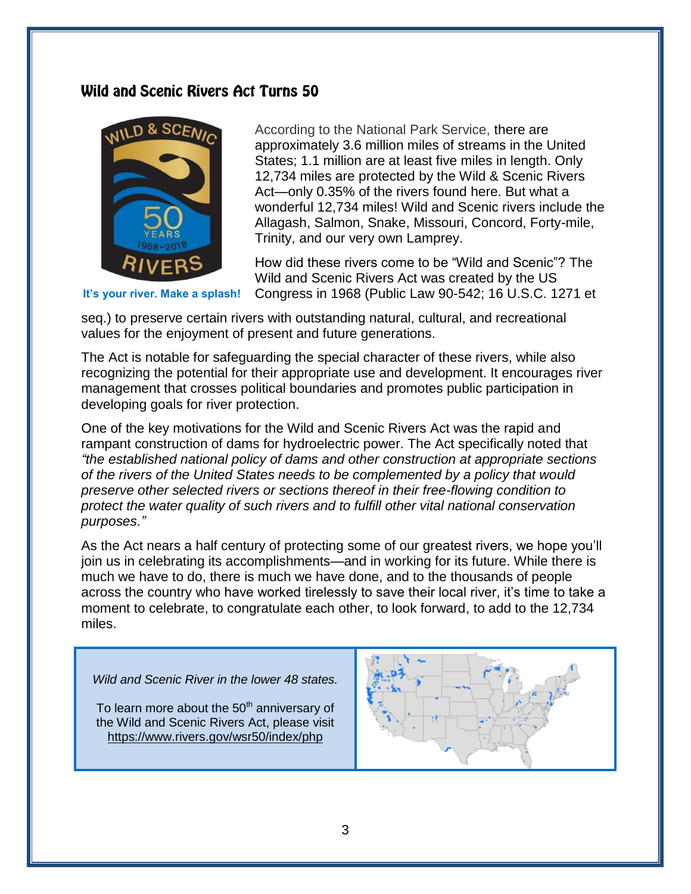## Wild and Scenic Rivers Act Turns 50

It's your river. Make a splash!

According to the National Park Service, there are approximately 3.6 million miles of streams in the United States; 1.1 million are at least five miles in length. Only 12,734 miles are protected by the Wild & Scenic Rivers Act—only 0.35% of the rivers found here. But what a wonderful 12,734 miles! Wild and Scenic rivers include the Allagash, Salmon, Snake, Missouri, Concord, Forty-mile, Trinity, and our very own Lamprey.

How did these rivers come to be "Wild and Scenic"? The Wild and Scenic Rivers Act was created by the US Congress in 1968 (Public Law 90-542; 16 U.S.C. 1271 et seq.) to preserve certain rivers with outstanding natural, cultural, and recreational values for the enjoyment of present and future generations.

The Act is notable for safeguarding the special character of these rivers, while also recognizing the potential for their appropriate use and development. It encourages river management that crosses political boundaries and promotes public participation in developing goals for river protection.

One of the key motivations for the Wild and Scenic Rivers Act was the rapid and rampant construction of dams for hydroelectric power. The Act specifically noted that *"the established national policy of dams and other construction at appropriate sections of the rivers of the United States needs to be complemented by a policy that would preserve other selected rivers or sections thereof in their free-flowing condition to protect the water quality of such rivers and to fulfill other vital national conservation purposes."*

As the Act nears a half century of protecting some of our greatest rivers, we hope you'll join us in celebrating its accomplishments—and in working for its future. While there is much we have to do, there is much we have done, and to the thousands of people across the country who have worked tirelessly to save their local river, it's time to take a moment to celebrate, to congratulate each other, to look forward, to add to the 12,734 miles.

*Wild and Scenic River in the lower 48 states.*

To learn more about the 50th anniversary of the Wild and Scenic Rivers Act, please visit https://www.rivers.gov/wsr50/index/php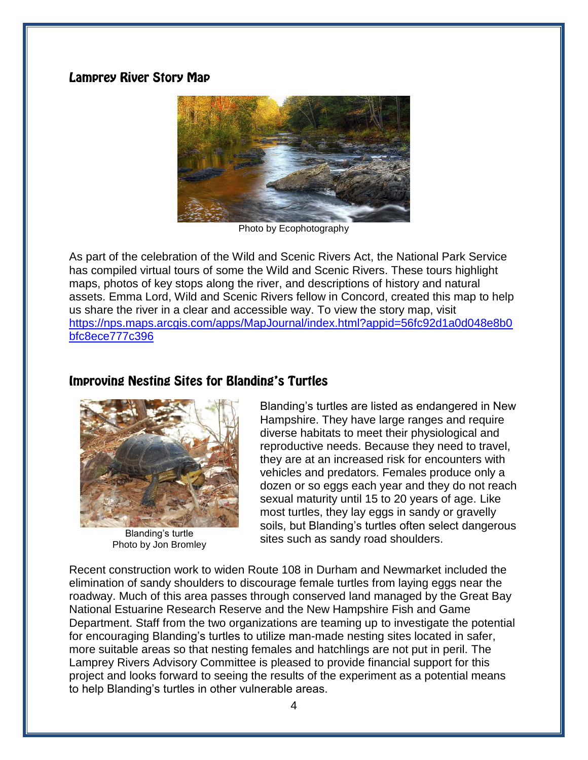## Lamprey River Story Map

Photo by Ecophotography

As part of the celebration of the Wild and Scenic Rivers Act, the National Park Service has compiled virtual tours of some the Wild and Scenic Rivers. These tours highlight maps, photos of key stops along the river, and descriptions of history and natural assets. Emma Lord, Wild and Scenic Rivers fellow in Concord, created this map to help us share the river in a clear and accessible way. To view the story map, visit https://nps.maps.arcgis.com/apps/MapJournal/index.html?appid=56fc92d1a0d048e8b0bfc8ece777c396

## Improving Nesting Sites for Blanding's Turtles

Blanding's turtle
Photo by Jon Bromley

Blanding's turtles are listed as endangered in New Hampshire. They have large ranges and require diverse habitats to meet their physiological and reproductive needs. Because they need to travel, they are at an increased risk for encounters with vehicles and predators. Females produce only a dozen or so eggs each year and they do not reach sexual maturity until 15 to 20 years of age. Like most turtles, they lay eggs in sandy or gravelly soils, but Blanding's turtles often select dangerous sites such as sandy road shoulders.

Recent construction work to widen Route 108 in Durham and Newmarket included the elimination of sandy shoulders to discourage female turtles from laying eggs near the roadway. Much of this area passes through conserved land managed by the Great Bay National Estuarine Research Reserve and the New Hampshire Fish and Game Department. Staff from the two organizations are teaming up to investigate the potential for encouraging Blanding's turtles to utilize man-made nesting sites located in safer, more suitable areas so that nesting females and hatchlings are not put in peril. The Lamprey Rivers Advisory Committee is pleased to provide financial support for this project and looks forward to seeing the results of the experiment as a potential means to help Blanding's turtles in other vulnerable areas.